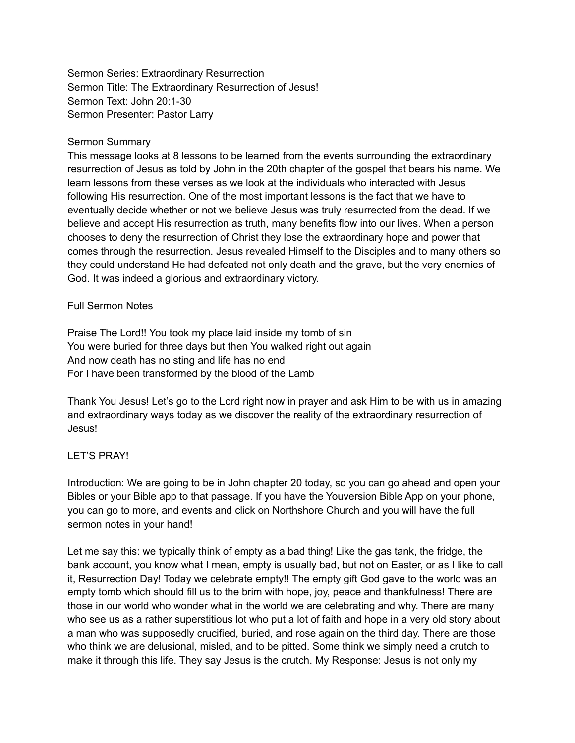Sermon Series: Extraordinary Resurrection
Sermon Title: The Extraordinary Resurrection of Jesus!
Sermon Text: John 20:1-30
Sermon Presenter: Pastor Larry

Sermon Summary
This message looks at 8 lessons to be learned from the events surrounding the extraordinary resurrection of Jesus as told by John in the 20th chapter of the gospel that bears his name. We learn lessons from these verses as we look at the individuals who interacted with Jesus following His resurrection. One of the most important lessons is the fact that we have to eventually decide whether or not we believe Jesus was truly resurrected from the dead. If we believe and accept His resurrection as truth, many benefits flow into our lives. When a person chooses to deny the resurrection of Christ they lose the extraordinary hope and power that comes through the resurrection. Jesus revealed Himself to the Disciples and to many others so they could understand He had defeated not only death and the grave, but the very enemies of God. It was indeed a glorious and extraordinary victory.

Full Sermon Notes

Praise The Lord!! You took my place laid inside my tomb of sin
You were buried for three days but then You walked right out again
And now death has no sting and life has no end
For I have been transformed by the blood of the Lamb

Thank You Jesus! Let's go to the Lord right now in prayer and ask Him to be with us in amazing and extraordinary ways today as we discover the reality of the extraordinary resurrection of Jesus!

LET'S PRAY!

Introduction: We are going to be in John chapter 20 today, so you can go ahead and open your Bibles or your Bible app to that passage. If you have the Youversion Bible App on your phone, you can go to more, and events and click on Northshore Church and you will have the full sermon notes in your hand!

Let me say this: we typically think of empty as a bad thing! Like the gas tank, the fridge, the bank account, you know what I mean, empty is usually bad, but not on Easter, or as I like to call it, Resurrection Day! Today we celebrate empty!! The empty gift God gave to the world was an empty tomb which should fill us to the brim with hope, joy, peace and thankfulness! There are those in our world who wonder what in the world we are celebrating and why. There are many who see us as a rather superstitious lot who put a lot of faith and hope in a very old story about a man who was supposedly crucified, buried, and rose again on the third day. There are those who think we are delusional, misled, and to be pitted. Some think we simply need a crutch to make it through this life. They say Jesus is the crutch. My Response: Jesus is not only my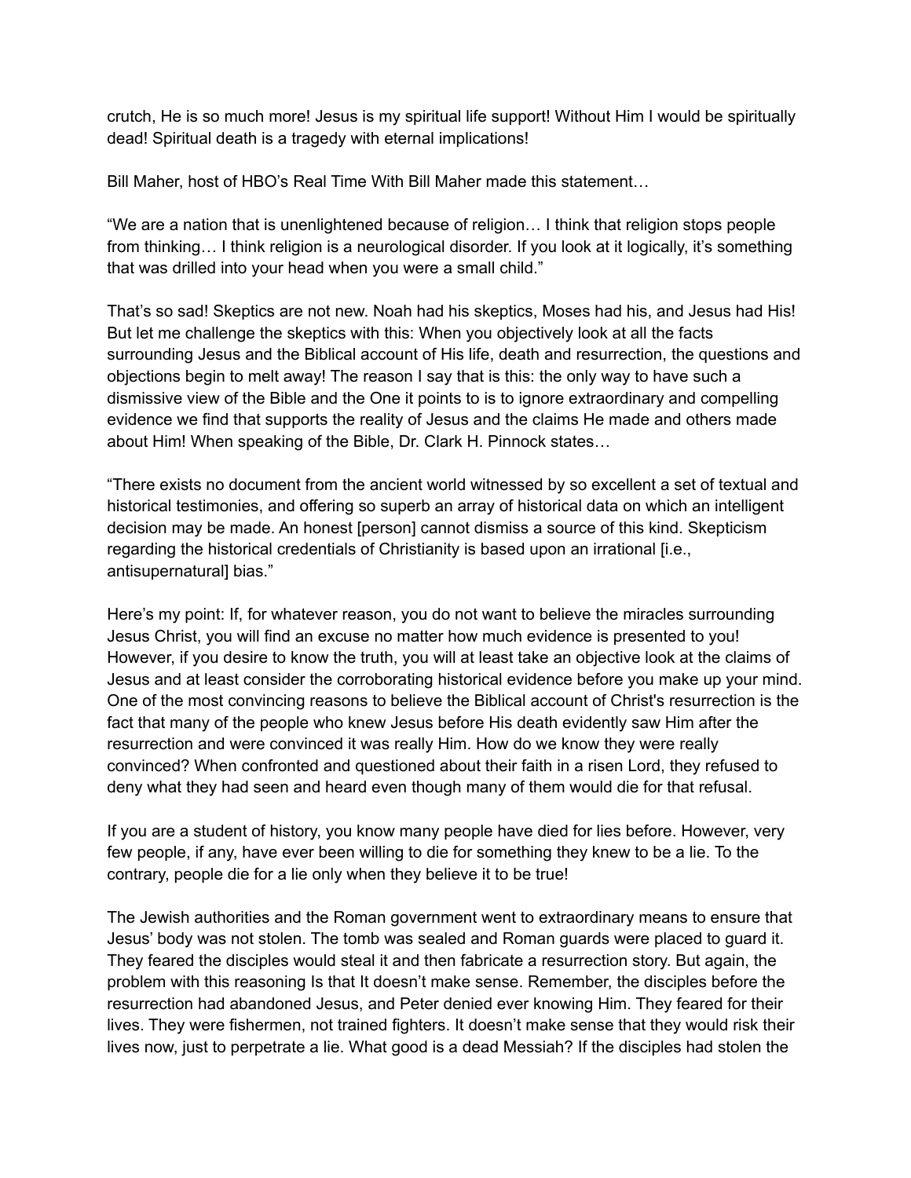crutch, He is so much more! Jesus is my spiritual life support! Without Him I would be spiritually dead! Spiritual death is a tragedy with eternal implications!

Bill Maher, host of HBO's Real Time With Bill Maher made this statement…

"We are a nation that is unenlightened because of religion… I think that religion stops people from thinking… I think religion is a neurological disorder. If you look at it logically, it's something that was drilled into your head when you were a small child."

That's so sad! Skeptics are not new. Noah had his skeptics, Moses had his, and Jesus had His! But let me challenge the skeptics with this: When you objectively look at all the facts surrounding Jesus and the Biblical account of His life, death and resurrection, the questions and objections begin to melt away! The reason I say that is this: the only way to have such a dismissive view of the Bible and the One it points to is to ignore extraordinary and compelling evidence we find that supports the reality of Jesus and the claims He made and others made about Him! When speaking of the Bible, Dr. Clark H. Pinnock states…

"There exists no document from the ancient world witnessed by so excellent a set of textual and historical testimonies, and offering so superb an array of historical data on which an intelligent decision may be made. An honest [person] cannot dismiss a source of this kind. Skepticism regarding the historical credentials of Christianity is based upon an irrational [i.e., antisupernatural] bias."

Here's my point: If, for whatever reason, you do not want to believe the miracles surrounding Jesus Christ, you will find an excuse no matter how much evidence is presented to you! However, if you desire to know the truth, you will at least take an objective look at the claims of Jesus and at least consider the corroborating historical evidence before you make up your mind. One of the most convincing reasons to believe the Biblical account of Christ's resurrection is the fact that many of the people who knew Jesus before His death evidently saw Him after the resurrection and were convinced it was really Him. How do we know they were really convinced? When confronted and questioned about their faith in a risen Lord, they refused to deny what they had seen and heard even though many of them would die for that refusal.

If you are a student of history, you know many people have died for lies before. However, very few people, if any, have ever been willing to die for something they knew to be a lie. To the contrary, people die for a lie only when they believe it to be true!

The Jewish authorities and the Roman government went to extraordinary means to ensure that Jesus' body was not stolen. The tomb was sealed and Roman guards were placed to guard it. They feared the disciples would steal it and then fabricate a resurrection story. But again, the problem with this reasoning Is that It doesn't make sense. Remember, the disciples before the resurrection had abandoned Jesus, and Peter denied ever knowing Him. They feared for their lives. They were fishermen, not trained fighters. It doesn't make sense that they would risk their lives now, just to perpetrate a lie. What good is a dead Messiah? If the disciples had stolen the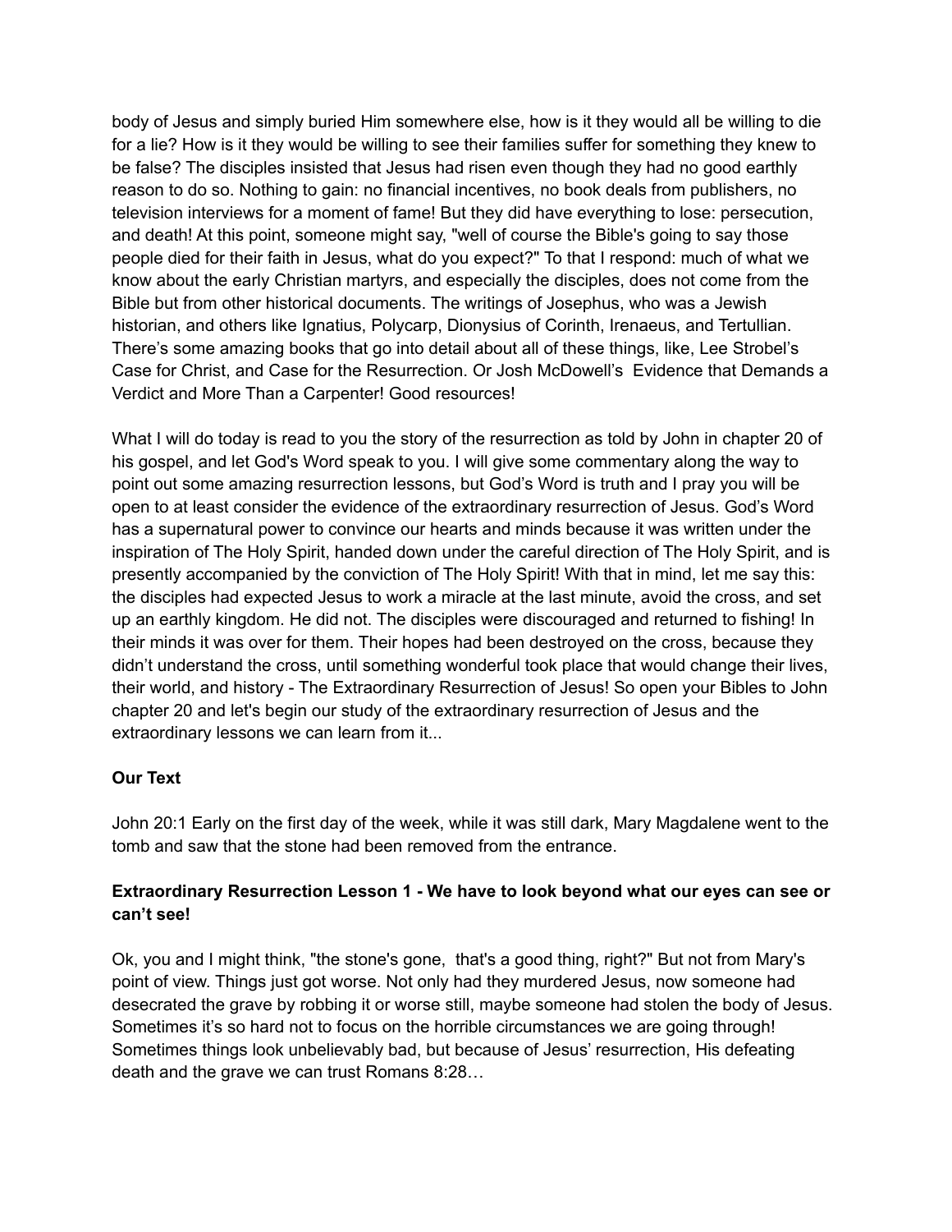body of Jesus and simply buried Him somewhere else, how is it they would all be willing to die for a lie? How is it they would be willing to see their families suffer for something they knew to be false? The disciples insisted that Jesus had risen even though they had no good earthly reason to do so. Nothing to gain: no financial incentives, no book deals from publishers, no television interviews for a moment of fame! But they did have everything to lose: persecution, and death! At this point, someone might say, "well of course the Bible's going to say those people died for their faith in Jesus, what do you expect?" To that I respond: much of what we know about the early Christian martyrs, and especially the disciples, does not come from the Bible but from other historical documents. The writings of Josephus, who was a Jewish historian, and others like Ignatius, Polycarp, Dionysius of Corinth, Irenaeus, and Tertullian. There's some amazing books that go into detail about all of these things, like, Lee Strobel's Case for Christ, and Case for the Resurrection. Or Josh McDowell's Evidence that Demands a Verdict and More Than a Carpenter! Good resources!

What I will do today is read to you the story of the resurrection as told by John in chapter 20 of his gospel, and let God's Word speak to you. I will give some commentary along the way to point out some amazing resurrection lessons, but God's Word is truth and I pray you will be open to at least consider the evidence of the extraordinary resurrection of Jesus. God's Word has a supernatural power to convince our hearts and minds because it was written under the inspiration of The Holy Spirit, handed down under the careful direction of The Holy Spirit, and is presently accompanied by the conviction of The Holy Spirit! With that in mind, let me say this: the disciples had expected Jesus to work a miracle at the last minute, avoid the cross, and set up an earthly kingdom. He did not. The disciples were discouraged and returned to fishing! In their minds it was over for them. Their hopes had been destroyed on the cross, because they didn't understand the cross, until something wonderful took place that would change their lives, their world, and history - The Extraordinary Resurrection of Jesus! So open your Bibles to John chapter 20 and let's begin our study of the extraordinary resurrection of Jesus and the extraordinary lessons we can learn from it...

**Our Text**

John 20:1 Early on the first day of the week, while it was still dark, Mary Magdalene went to the tomb and saw that the stone had been removed from the entrance.

### Extraordinary Resurrection Lesson 1 - We have to look beyond what our eyes can see or can't see!

Ok, you and I might think, "the stone's gone, that's a good thing, right?" But not from Mary's point of view. Things just got worse. Not only had they murdered Jesus, now someone had desecrated the grave by robbing it or worse still, maybe someone had stolen the body of Jesus. Sometimes it's so hard not to focus on the horrible circumstances we are going through! Sometimes things look unbelievably bad, but because of Jesus' resurrection, His defeating death and the grave we can trust Romans 8:28…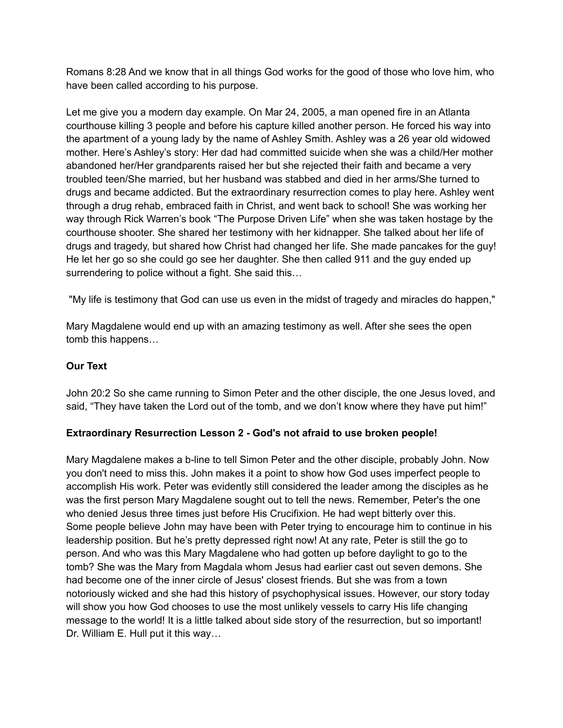Romans 8:28 And we know that in all things God works for the good of those who love him, who have been called according to his purpose.

Let me give you a modern day example. On Mar 24, 2005, a man opened fire in an Atlanta courthouse killing 3 people and before his capture killed another person. He forced his way into the apartment of a young lady by the name of Ashley Smith. Ashley was a 26 year old widowed mother. Here's Ashley's story: Her dad had committed suicide when she was a child/Her mother abandoned her/Her grandparents raised her but she rejected their faith and became a very troubled teen/She married, but her husband was stabbed and died in her arms/She turned to drugs and became addicted. But the extraordinary resurrection comes to play here. Ashley went through a drug rehab, embraced faith in Christ, and went back to school! She was working her way through Rick Warren's book "The Purpose Driven Life" when she was taken hostage by the courthouse shooter. She shared her testimony with her kidnapper. She talked about her life of drugs and tragedy, but shared how Christ had changed her life. She made pancakes for the guy! He let her go so she could go see her daughter. She then called 911 and the guy ended up surrendering to police without a fight. She said this…

"My life is testimony that God can use us even in the midst of tragedy and miracles do happen,"

Mary Magdalene would end up with an amazing testimony as well. After she sees the open tomb this happens…

**Our Text**

John 20:2 So she came running to Simon Peter and the other disciple, the one Jesus loved, and said, "They have taken the Lord out of the tomb, and we don't know where they have put him!"

**Extraordinary Resurrection Lesson 2 - God's not afraid to use broken people!**

Mary Magdalene makes a b-line to tell Simon Peter and the other disciple, probably John. Now you don't need to miss this. John makes it a point to show how God uses imperfect people to accomplish His work. Peter was evidently still considered the leader among the disciples as he was the first person Mary Magdalene sought out to tell the news. Remember, Peter's the one who denied Jesus three times just before His Crucifixion. He had wept bitterly over this. Some people believe John may have been with Peter trying to encourage him to continue in his leadership position. But he's pretty depressed right now! At any rate, Peter is still the go to person. And who was this Mary Magdalene who had gotten up before daylight to go to the tomb? She was the Mary from Magdala whom Jesus had earlier cast out seven demons. She had become one of the inner circle of Jesus' closest friends. But she was from a town notoriously wicked and she had this history of psychophysical issues. However, our story today will show you how God chooses to use the most unlikely vessels to carry His life changing message to the world! It is a little talked about side story of the resurrection, but so important! Dr. William E. Hull put it this way…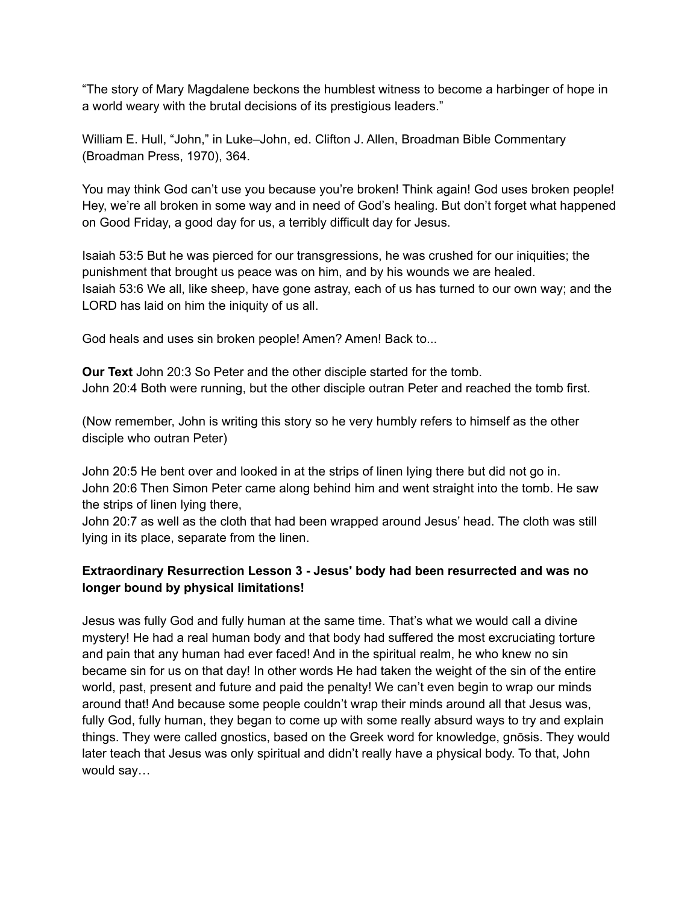“The story of Mary Magdalene beckons the humblest witness to become a harbinger of hope in a world weary with the brutal decisions of its prestigious leaders.”

William E. Hull, “John,” in Luke–John, ed. Clifton J. Allen, Broadman Bible Commentary (Broadman Press, 1970), 364.

You may think God can’t use you because you’re broken! Think again! God uses broken people! Hey, we’re all broken in some way and in need of God’s healing. But don’t forget what happened on Good Friday, a good day for us, a terribly difficult day for Jesus.

Isaiah 53:5 But he was pierced for our transgressions, he was crushed for our iniquities; the punishment that brought us peace was on him, and by his wounds we are healed.
Isaiah 53:6 We all, like sheep, have gone astray, each of us has turned to our own way; and the LORD has laid on him the iniquity of us all.

God heals and uses sin broken people! Amen? Amen! Back to...

**Our Text** John 20:3 So Peter and the other disciple started for the tomb.
John 20:4 Both were running, but the other disciple outran Peter and reached the tomb first.

(Now remember, John is writing this story so he very humbly refers to himself as the other disciple who outran Peter)

John 20:5 He bent over and looked in at the strips of linen lying there but did not go in.
John 20:6 Then Simon Peter came along behind him and went straight into the tomb. He saw the strips of linen lying there,
John 20:7 as well as the cloth that had been wrapped around Jesus’ head. The cloth was still lying in its place, separate from the linen.

**Extraordinary Resurrection Lesson 3 - Jesus' body had been resurrected and was no longer bound by physical limitations!**

Jesus was fully God and fully human at the same time. That’s what we would call a divine mystery! He had a real human body and that body had suffered the most excruciating torture and pain that any human had ever faced! And in the spiritual realm, he who knew no sin became sin for us on that day! In other words He had taken the weight of the sin of the entire world, past, present and future and paid the penalty! We can’t even begin to wrap our minds around that! And because some people couldn’t wrap their minds around all that Jesus was, fully God, fully human, they began to come up with some really absurd ways to try and explain things. They were called gnostics, based on the Greek word for knowledge, gnōsis. They would later teach that Jesus was only spiritual and didn’t really have a physical body. To that, John would say…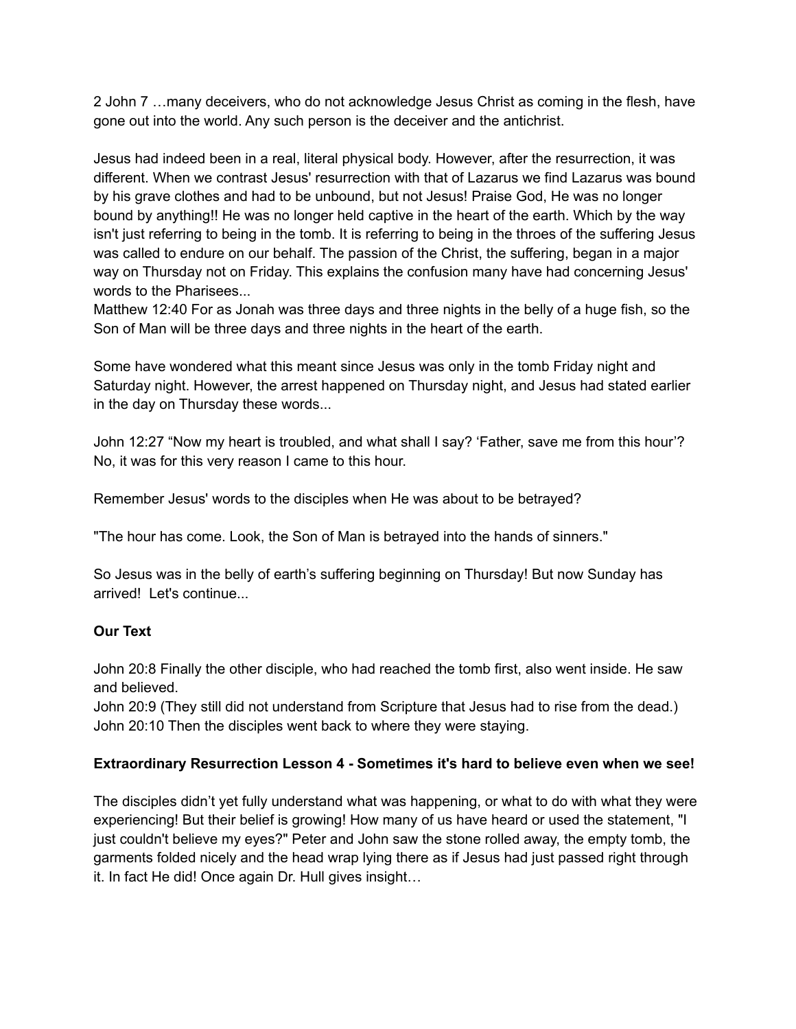2 John 7 …many deceivers, who do not acknowledge Jesus Christ as coming in the flesh, have gone out into the world. Any such person is the deceiver and the antichrist.

Jesus had indeed been in a real, literal physical body. However, after the resurrection, it was different. When we contrast Jesus' resurrection with that of Lazarus we find Lazarus was bound by his grave clothes and had to be unbound, but not Jesus! Praise God, He was no longer bound by anything!! He was no longer held captive in the heart of the earth. Which by the way isn't just referring to being in the tomb. It is referring to being in the throes of the suffering Jesus was called to endure on our behalf. The passion of the Christ, the suffering, began in a major way on Thursday not on Friday. This explains the confusion many have had concerning Jesus' words to the Pharisees...
Matthew 12:40 For as Jonah was three days and three nights in the belly of a huge fish, so the Son of Man will be three days and three nights in the heart of the earth.

Some have wondered what this meant since Jesus was only in the tomb Friday night and Saturday night. However, the arrest happened on Thursday night, and Jesus had stated earlier in the day on Thursday these words...

John 12:27 "Now my heart is troubled, and what shall I say? 'Father, save me from this hour'? No, it was for this very reason I came to this hour.

Remember Jesus' words to the disciples when He was about to be betrayed?

"The hour has come. Look, the Son of Man is betrayed into the hands of sinners."

So Jesus was in the belly of earth's suffering beginning on Thursday! But now Sunday has arrived! Let's continue...

**Our Text**

John 20:8 Finally the other disciple, who had reached the tomb first, also went inside. He saw and believed.
John 20:9 (They still did not understand from Scripture that Jesus had to rise from the dead.)
John 20:10 Then the disciples went back to where they were staying.

**Extraordinary Resurrection Lesson 4 - Sometimes it's hard to believe even when we see!**

The disciples didn't yet fully understand what was happening, or what to do with what they were experiencing! But their belief is growing! How many of us have heard or used the statement, "I just couldn't believe my eyes?" Peter and John saw the stone rolled away, the empty tomb, the garments folded nicely and the head wrap lying there as if Jesus had just passed right through it. In fact He did! Once again Dr. Hull gives insight…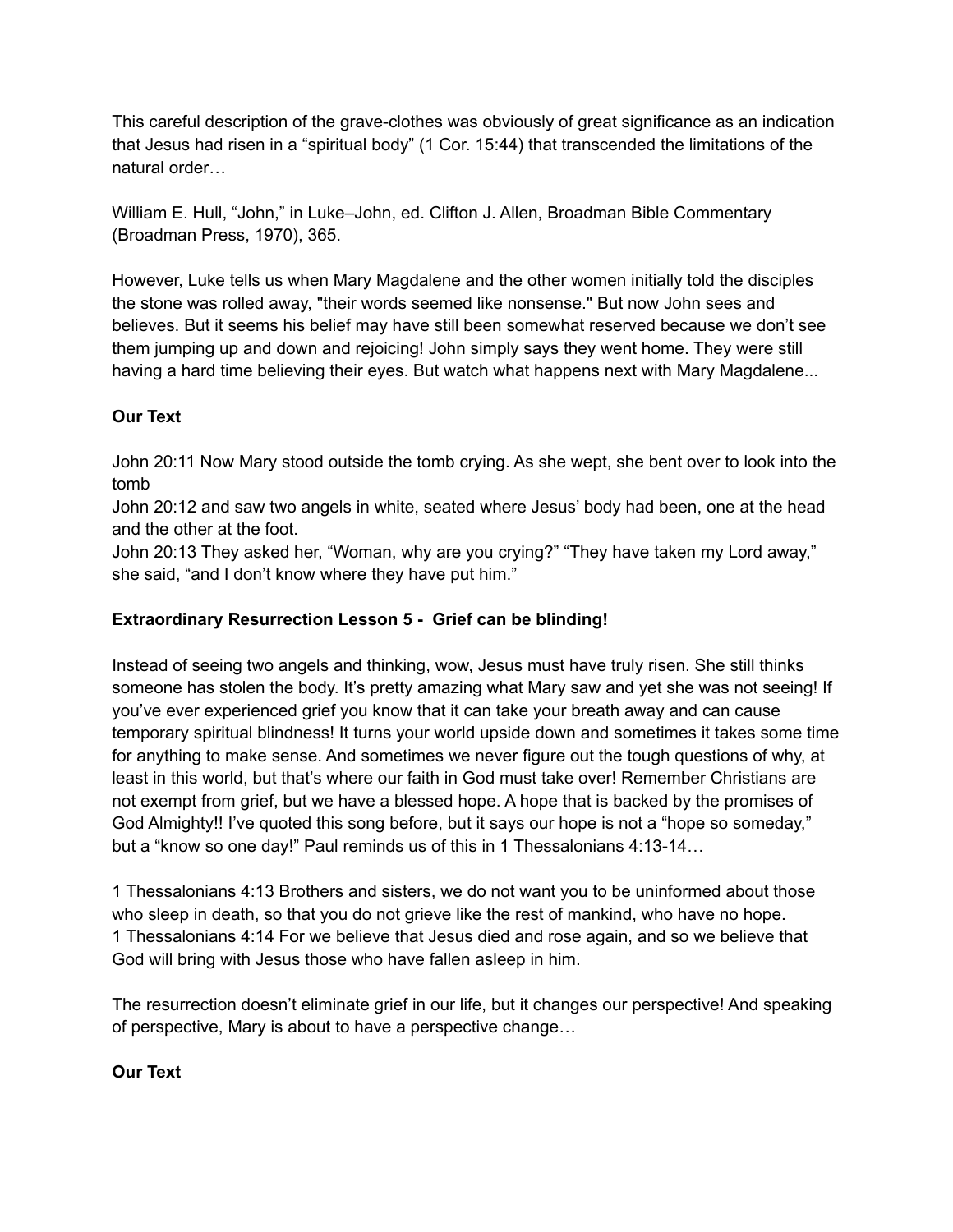This careful description of the grave-clothes was obviously of great significance as an indication that Jesus had risen in a “spiritual body” (1 Cor. 15:44) that transcended the limitations of the natural order…

William E. Hull, “John,” in Luke–John, ed. Clifton J. Allen, Broadman Bible Commentary (Broadman Press, 1970), 365.

However, Luke tells us when Mary Magdalene and the other women initially told the disciples the stone was rolled away, "their words seemed like nonsense." But now John sees and believes. But it seems his belief may have still been somewhat reserved because we don’t see them jumping up and down and rejoicing! John simply says they went home. They were still having a hard time believing their eyes. But watch what happens next with Mary Magdalene...

**Our Text**

John 20:11 Now Mary stood outside the tomb crying. As she wept, she bent over to look into the tomb
John 20:12 and saw two angels in white, seated where Jesus’ body had been, one at the head and the other at the foot.
John 20:13 They asked her, “Woman, why are you crying?” “They have taken my Lord away,” she said, “and I don’t know where they have put him.”

**Extraordinary Resurrection Lesson 5 - Grief can be blinding!**

Instead of seeing two angels and thinking, wow, Jesus must have truly risen. She still thinks someone has stolen the body. It’s pretty amazing what Mary saw and yet she was not seeing! If you’ve ever experienced grief you know that it can take your breath away and can cause temporary spiritual blindness! It turns your world upside down and sometimes it takes some time for anything to make sense. And sometimes we never figure out the tough questions of why, at least in this world, but that’s where our faith in God must take over! Remember Christians are not exempt from grief, but we have a blessed hope. A hope that is backed by the promises of God Almighty!! I’ve quoted this song before, but it says our hope is not a “hope so someday,” but a “know so one day!” Paul reminds us of this in 1 Thessalonians 4:13-14…

1 Thessalonians 4:13 Brothers and sisters, we do not want you to be uninformed about those who sleep in death, so that you do not grieve like the rest of mankind, who have no hope.
1 Thessalonians 4:14 For we believe that Jesus died and rose again, and so we believe that God will bring with Jesus those who have fallen asleep in him.

The resurrection doesn’t eliminate grief in our life, but it changes our perspective! And speaking of perspective, Mary is about to have a perspective change…

**Our Text**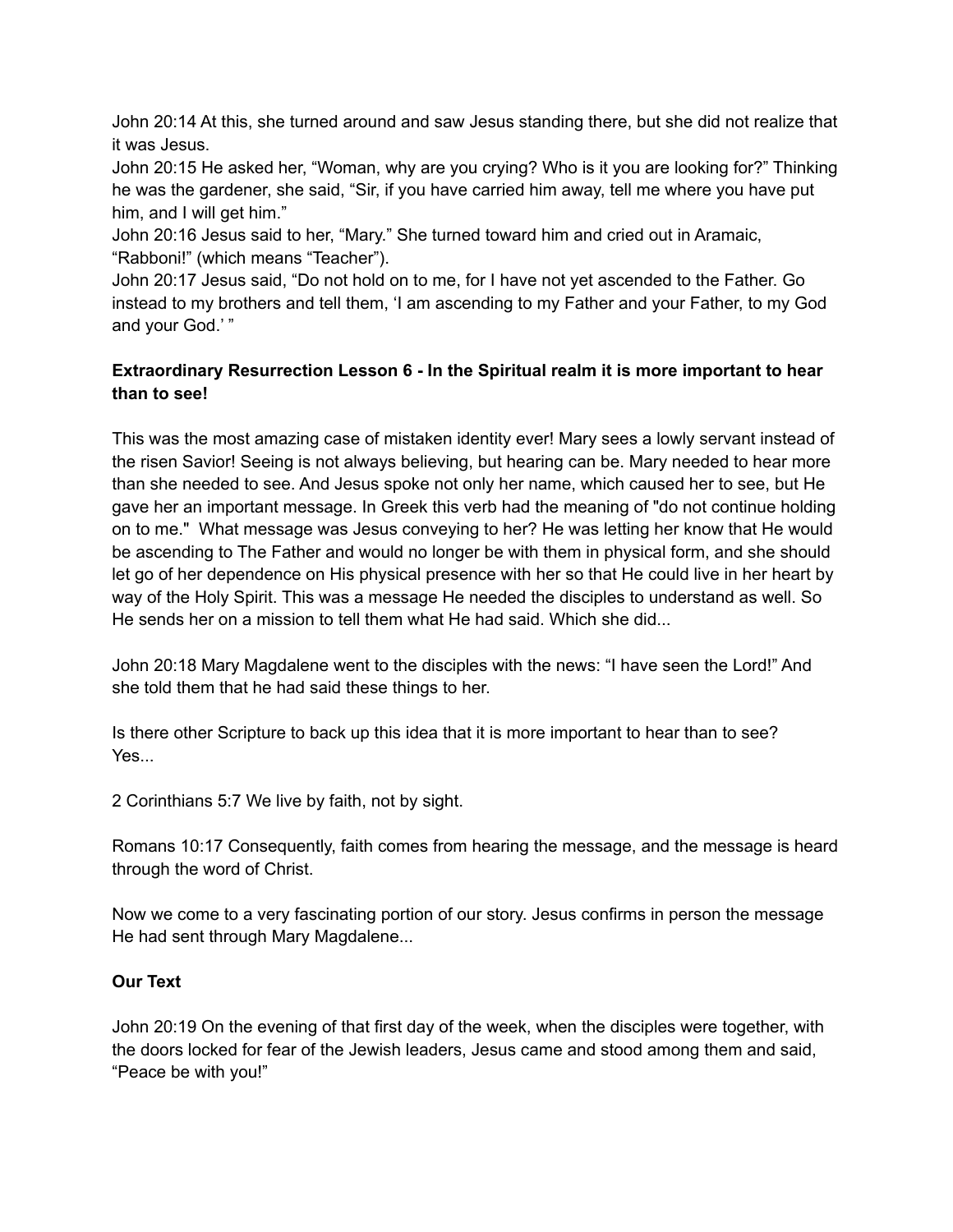John 20:14 At this, she turned around and saw Jesus standing there, but she did not realize that it was Jesus.
John 20:15 He asked her, "Woman, why are you crying? Who is it you are looking for?" Thinking he was the gardener, she said, "Sir, if you have carried him away, tell me where you have put him, and I will get him."
John 20:16 Jesus said to her, "Mary." She turned toward him and cried out in Aramaic, "Rabboni!" (which means "Teacher").
John 20:17 Jesus said, "Do not hold on to me, for I have not yet ascended to the Father. Go instead to my brothers and tell them, 'I am ascending to my Father and your Father, to my God and your God.' "

**Extraordinary Resurrection Lesson 6 - In the Spiritual realm it is more important to hear than to see!**

This was the most amazing case of mistaken identity ever! Mary sees a lowly servant instead of the risen Savior! Seeing is not always believing, but hearing can be. Mary needed to hear more than she needed to see. And Jesus spoke not only her name, which caused her to see, but He gave her an important message. In Greek this verb had the meaning of "do not continue holding on to me." What message was Jesus conveying to her? He was letting her know that He would be ascending to The Father and would no longer be with them in physical form, and she should let go of her dependence on His physical presence with her so that He could live in her heart by way of the Holy Spirit. This was a message He needed the disciples to understand as well. So He sends her on a mission to tell them what He had said. Which she did...

John 20:18 Mary Magdalene went to the disciples with the news: "I have seen the Lord!" And she told them that he had said these things to her.

Is there other Scripture to back up this idea that it is more important to hear than to see? Yes...

2 Corinthians 5:7 We live by faith, not by sight.

Romans 10:17 Consequently, faith comes from hearing the message, and the message is heard through the word of Christ.

Now we come to a very fascinating portion of our story. Jesus confirms in person the message He had sent through Mary Magdalene...

**Our Text**

John 20:19 On the evening of that first day of the week, when the disciples were together, with the doors locked for fear of the Jewish leaders, Jesus came and stood among them and said, "Peace be with you!"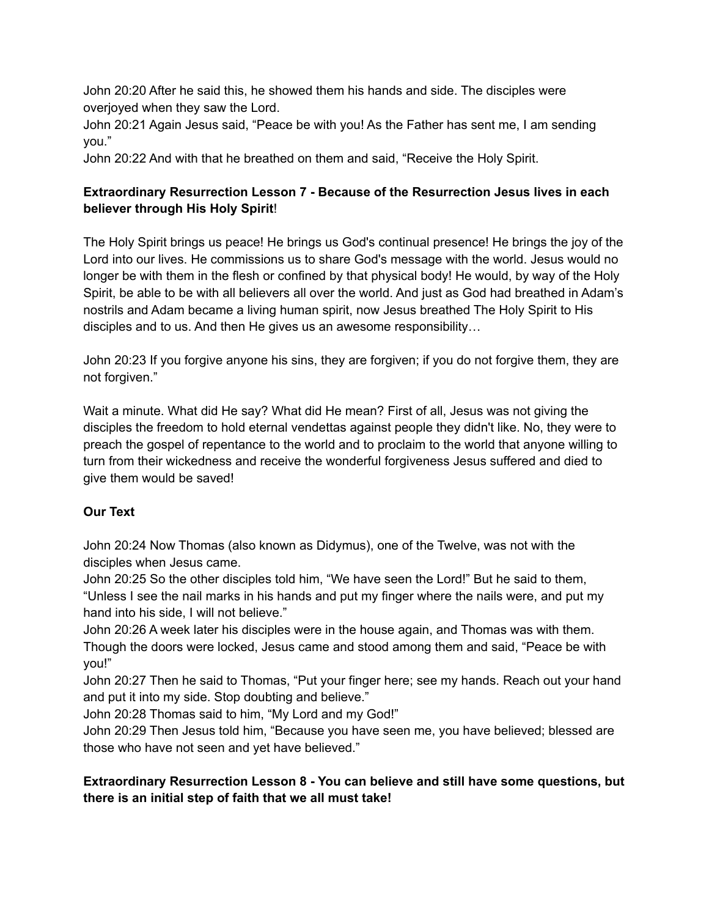John 20:20 After he said this, he showed them his hands and side. The disciples were overjoyed when they saw the Lord.
John 20:21 Again Jesus said, “Peace be with you! As the Father has sent me, I am sending you.”
John 20:22 And with that he breathed on them and said, “Receive the Holy Spirit.

**Extraordinary Resurrection Lesson 7 - Because of the Resurrection Jesus lives in each believer through His Holy Spirit**!

The Holy Spirit brings us peace! He brings us God's continual presence! He brings the joy of the Lord into our lives. He commissions us to share God's message with the world. Jesus would no longer be with them in the flesh or confined by that physical body! He would, by way of the Holy Spirit, be able to be with all believers all over the world. And just as God had breathed in Adam’s nostrils and Adam became a living human spirit, now Jesus breathed The Holy Spirit to His disciples and to us. And then He gives us an awesome responsibility…

John 20:23 If you forgive anyone his sins, they are forgiven; if you do not forgive them, they are not forgiven.”

Wait a minute. What did He say? What did He mean? First of all, Jesus was not giving the disciples the freedom to hold eternal vendettas against people they didn't like. No, they were to preach the gospel of repentance to the world and to proclaim to the world that anyone willing to turn from their wickedness and receive the wonderful forgiveness Jesus suffered and died to give them would be saved!

**Our Text**

John 20:24 Now Thomas (also known as Didymus), one of the Twelve, was not with the disciples when Jesus came.
John 20:25 So the other disciples told him, “We have seen the Lord!” But he said to them, “Unless I see the nail marks in his hands and put my finger where the nails were, and put my hand into his side, I will not believe.”
John 20:26 A week later his disciples were in the house again, and Thomas was with them. Though the doors were locked, Jesus came and stood among them and said, “Peace be with you!”
John 20:27 Then he said to Thomas, “Put your finger here; see my hands. Reach out your hand and put it into my side. Stop doubting and believe.”
John 20:28 Thomas said to him, “My Lord and my God!”
John 20:29 Then Jesus told him, “Because you have seen me, you have believed; blessed are those who have not seen and yet have believed.”

**Extraordinary Resurrection Lesson 8 - You can believe and still have some questions, but there is an initial step of faith that we all must take!**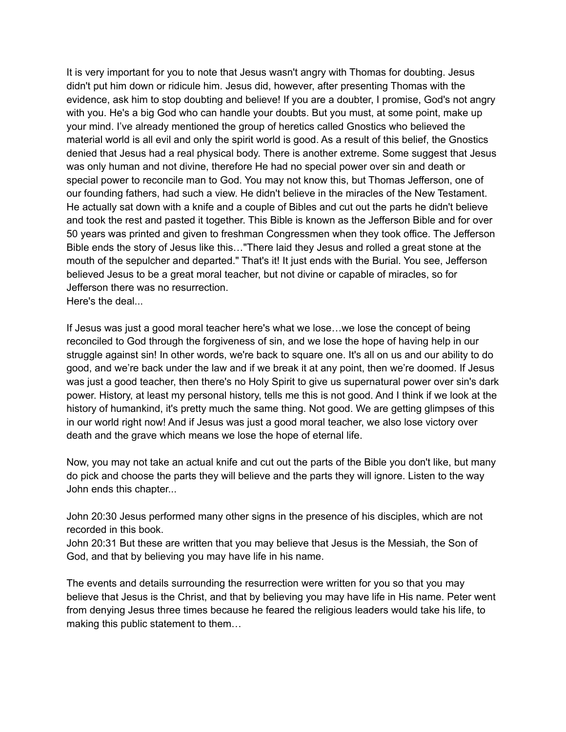It is very important for you to note that Jesus wasn't angry with Thomas for doubting. Jesus didn't put him down or ridicule him. Jesus did, however, after presenting Thomas with the evidence, ask him to stop doubting and believe! If you are a doubter, I promise, God's not angry with you. He's a big God who can handle your doubts. But you must, at some point, make up your mind. I've already mentioned the group of heretics called Gnostics who believed the material world is all evil and only the spirit world is good. As a result of this belief, the Gnostics denied that Jesus had a real physical body. There is another extreme. Some suggest that Jesus was only human and not divine, therefore He had no special power over sin and death or special power to reconcile man to God. You may not know this, but Thomas Jefferson, one of our founding fathers, had such a view. He didn't believe in the miracles of the New Testament. He actually sat down with a knife and a couple of Bibles and cut out the parts he didn't believe and took the rest and pasted it together. This Bible is known as the Jefferson Bible and for over 50 years was printed and given to freshman Congressmen when they took office. The Jefferson Bible ends the story of Jesus like this…"There laid they Jesus and rolled a great stone at the mouth of the sepulcher and departed." That's it! It just ends with the Burial. You see, Jefferson believed Jesus to be a great moral teacher, but not divine or capable of miracles, so for Jefferson there was no resurrection.
Here's the deal...

If Jesus was just a good moral teacher here's what we lose…we lose the concept of being reconciled to God through the forgiveness of sin, and we lose the hope of having help in our struggle against sin! In other words, we're back to square one. It's all on us and our ability to do good, and we're back under the law and if we break it at any point, then we're doomed. If Jesus was just a good teacher, then there's no Holy Spirit to give us supernatural power over sin's dark power. History, at least my personal history, tells me this is not good. And I think if we look at the history of humankind, it's pretty much the same thing. Not good. We are getting glimpses of this in our world right now! And if Jesus was just a good moral teacher, we also lose victory over death and the grave which means we lose the hope of eternal life.

Now, you may not take an actual knife and cut out the parts of the Bible you don't like, but many do pick and choose the parts they will believe and the parts they will ignore. Listen to the way John ends this chapter...

John 20:30 Jesus performed many other signs in the presence of his disciples, which are not recorded in this book.
John 20:31 But these are written that you may believe that Jesus is the Messiah, the Son of God, and that by believing you may have life in his name.

The events and details surrounding the resurrection were written for you so that you may believe that Jesus is the Christ, and that by believing you may have life in His name. Peter went from denying Jesus three times because he feared the religious leaders would take his life, to making this public statement to them…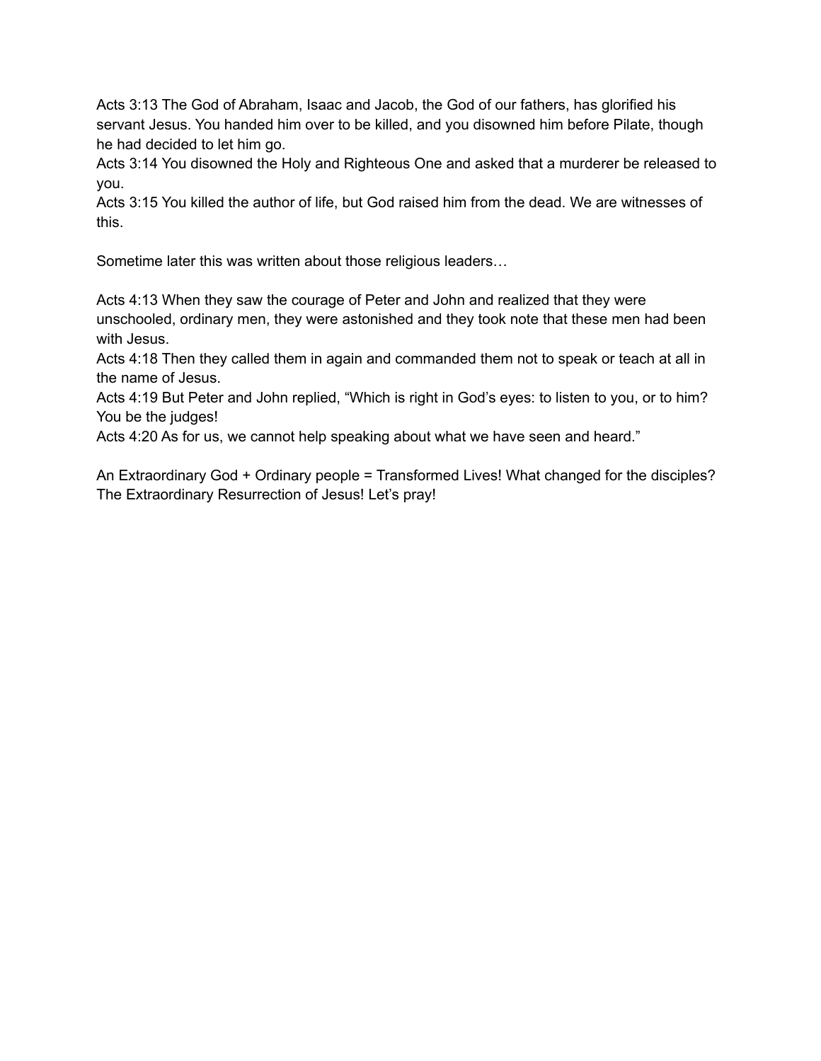Acts 3:13 The God of Abraham, Isaac and Jacob, the God of our fathers, has glorified his servant Jesus. You handed him over to be killed, and you disowned him before Pilate, though he had decided to let him go.
Acts 3:14 You disowned the Holy and Righteous One and asked that a murderer be released to you.
Acts 3:15 You killed the author of life, but God raised him from the dead. We are witnesses of this.

Sometime later this was written about those religious leaders…

Acts 4:13 When they saw the courage of Peter and John and realized that they were unschooled, ordinary men, they were astonished and they took note that these men had been with Jesus.
Acts 4:18 Then they called them in again and commanded them not to speak or teach at all in the name of Jesus.
Acts 4:19 But Peter and John replied, "Which is right in God's eyes: to listen to you, or to him? You be the judges!
Acts 4:20 As for us, we cannot help speaking about what we have seen and heard."

An Extraordinary God + Ordinary people = Transformed Lives! What changed for the disciples? The Extraordinary Resurrection of Jesus! Let's pray!